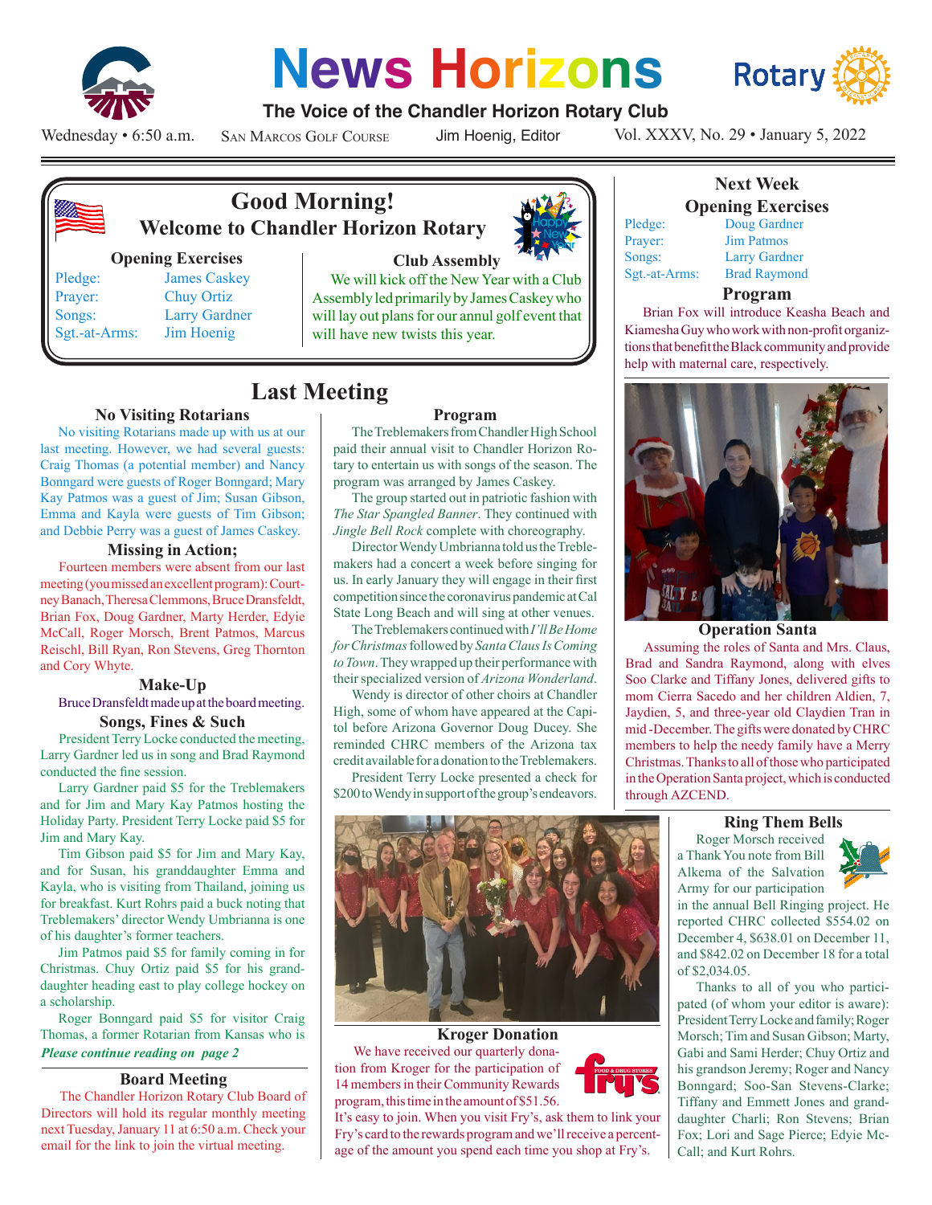# News Horizons

**The Voice of the Chandler Horizon Rotary Club**

Wednesday • 6:50 a.m. San Marcos Golf Course Jim Hoenig, Editor Vol. XXXV, No. 29 • January 5, 2022

## Good Morning!
## Welcome to Chandler Horizon Rotary

### Opening Exercises

Pledge: James Caskey
Prayer: Chuy Ortiz
Songs: Larry Gardner
Sgt.-at-Arms: Jim Hoenig

### Club Assembly

We will kick off the New Year with a Club Assembly led primarily by James Caskey who will lay out plans for our annul golf event that will have new twists this year.

## Last Meeting

### No Visiting Rotarians

No visiting Rotarians made up with us at our last meeting. However, we had several guests: Craig Thomas (a potential member) and Nancy Bonngard were guests of Roger Bonngard; Mary Kay Patmos was a guest of Jim; Susan Gibson, Emma and Kayla were guests of Tim Gibson; and Debbie Perry was a guest of James Caskey.

### Missing in Action;

Fourteen members were absent from our last meeting (you missed an excellent program): Courtney Banach, Theresa Clemmons, Bruce Dransfeldt, Brian Fox, Doug Gardner, Marty Herder, Edyie McCall, Roger Morsch, Brent Patmos, Marcus Reischl, Bill Ryan, Ron Stevens, Greg Thornton and Cory Whyte.

### Make-Up

Bruce Dransfeldt made up at the board meeting.

### Songs, Fines & Such

President Terry Locke conducted the meeting, Larry Gardner led us in song and Brad Raymond conducted the fine session.

Larry Gardner paid $5 for the Treblemakers and for Jim and Mary Kay Patmos hosting the Holiday Party. President Terry Locke paid $5 for Jim and Mary Kay.

Tim Gibson paid $5 for Jim and Mary Kay, and for Susan, his granddaughter Emma and Kayla, who is visiting from Thailand, joining us for breakfast. Kurt Rohrs paid a buck noting that Treblemakers' director Wendy Umbrianna is one of his daughter's former teachers.

Jim Patmos paid $5 for family coming in for Christmas. Chuy Ortiz paid $5 for his granddaughter heading east to play college hockey on a scholarship.

Roger Bonngard paid $5 for visitor Craig Thomas, a former Rotarian from Kansas who is

***Please continue reading on page 2***

### Program

The Treblemakers from Chandler High School paid their annual visit to Chandler Horizon Rotary to entertain us with songs of the season. The program was arranged by James Caskey.

The group started out in patriotic fashion with *The Star Spangled Banner*. They continued with *Jingle Bell Rock* complete with choreography.

Director Wendy Umbrianna told us the Treblemakers had a concert a week before singing for us. In early January they will engage in their first competition since the coronavirus pandemic at Cal State Long Beach and will sing at other venues.

The Treblemakers continued with *I'll Be Home for Christmas* followed by *Santa Claus Is Coming to Town*. They wrapped up their performance with their specialized version of *Arizona Wonderland*.

Wendy is director of other choirs at Chandler High, some of whom have appeared at the Capitol before Arizona Governor Doug Ducey. She reminded CHRC members of the Arizona tax credit available for a donation to the Treblemakers.

President Terry Locke presented a check for $200 to Wendy in support of the group's endeavors.

### Board Meeting

The Chandler Horizon Rotary Club Board of Directors will hold its regular monthly meeting next Tuesday, January 11 at 6:50 a.m. Check your email for the link to join the virtual meeting.

### Kroger Donation

We have received our quarterly donation from Kroger for the participation of 14 members in their Community Rewards program, this time in the amount of $51.56. It's easy to join. When you visit Fry's, ask them to link your Fry's card to the rewards program and we'll receive a percentage of the amount you spend each time you shop at Fry's.

## Next Week

### Opening Exercises

Pledge: Doug Gardner
Prayer: Jim Patmos
Songs: Larry Gardner
Sgt.-at-Arms: Brad Raymond

### Program

Brian Fox will introduce Keasha Beach and Kiamesha Guy who work with non-profit organiztions that benefit the Black community and provide help with maternal care, respectively.

### Operation Santa

Assuming the roles of Santa and Mrs. Claus, Brad and Sandra Raymond, along with elves Soo Clarke and Tiffany Jones, delivered gifts to mom Cierra Sacedo and her children Aldien, 7, Jaydien, 5, and three-year old Claydien Tran in mid -December. The gifts were donated by CHRC members to help the needy family have a Merry Christmas. Thanks to all of those who participated in the Operation Santa project, which is conducted through AZCEND.

### Ring Them Bells

Roger Morsch received a Thank You note from Bill Alkema of the Salvation Army for our participation in the annual Bell Ringing project. He reported CHRC collected $554.02 on December 4, $638.01 on December 11, and $842.02 on December 18 for a total of $2,034.05.

Thanks to all of you who participated (of whom your editor is aware): President Terry Locke and family; Roger Morsch; Tim and Susan Gibson; Marty, Gabi and Sami Herder; Chuy Ortiz and his grandson Jeremy; Roger and Nancy Bonngard; Soo-San Stevens-Clarke; Tiffany and Emmett Jones and granddaughter Charli; Ron Stevens; Brian Fox; Lori and Sage Pierce; Edyie McCall; and Kurt Rohrs.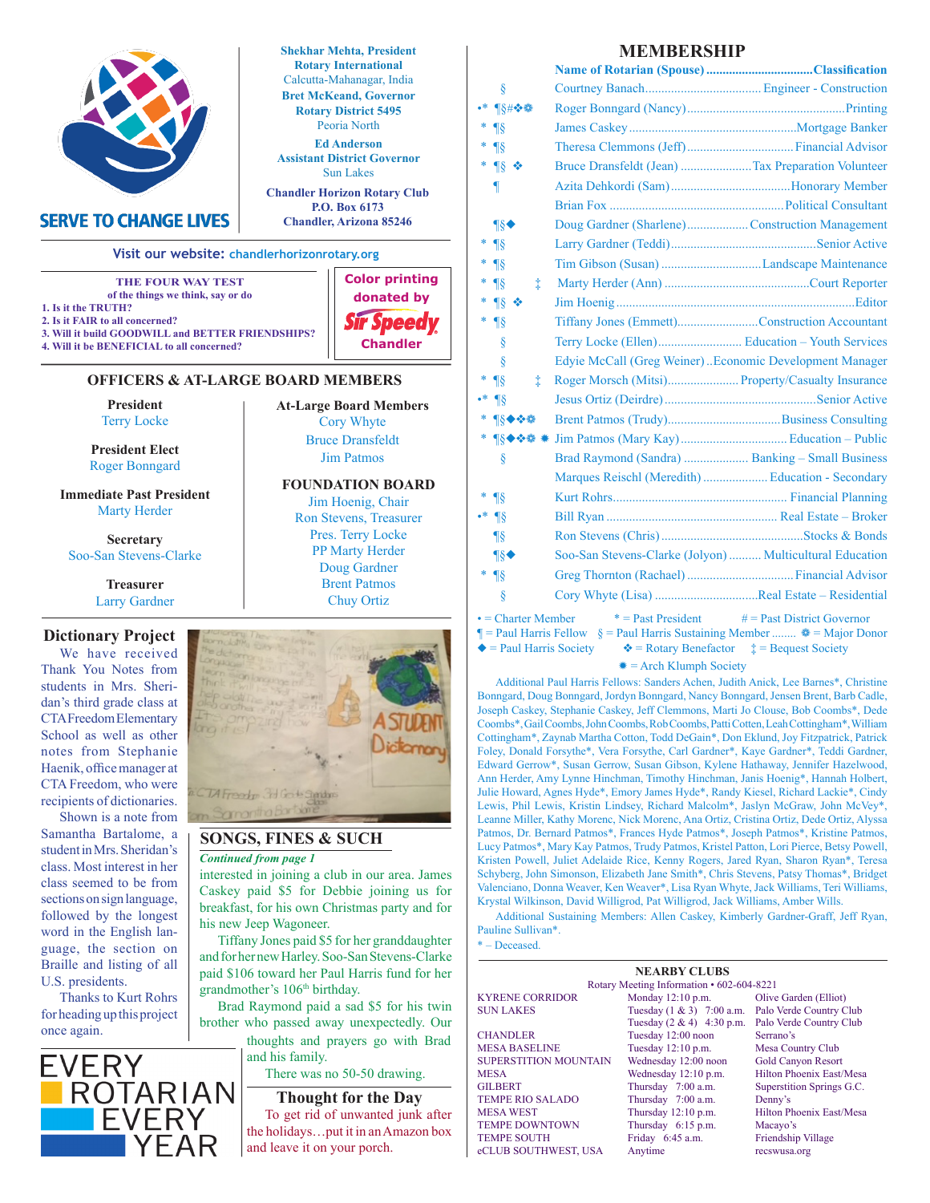SERVE TO CHANGE LIVES

**Shekhar Mehta, President**
**Rotary International**
Calcutta-Mahanagar, India
**Bret McKeand, Governor**
**Rotary District 5495**
Peoria North
**Ed Anderson**
**Assistant District Governor**
Sun Lakes
**Chandler Horizon Rotary Club**
**P.O. Box 6173**
**Chandler, Arizona 85246**

Visit our website: chandlerhorizonrotary.org

**THE FOUR WAY TEST**
**of the things we think, say or do**
1. Is it the TRUTH?
2. Is it FAIR to all concerned?
3. Will it build GOODWILL and BETTER FRIENDSHIPS?
4. Will it be BENEFICIAL to all concerned?

Color printing donated by Sir Speedy Chandler

## OFFICERS & AT-LARGE BOARD MEMBERS

**President**
Terry Locke

**President Elect**
Roger Bonngard

**Immediate Past President**
Marty Herder

**Secretary**
Soo-San Stevens-Clarke

**Treasurer**
Larry Gardner

**At-Large Board Members**
Cory Whyte
Bruce Dransfeldt
Jim Patmos

**FOUNDATION BOARD**
Jim Hoenig, Chair
Ron Stevens, Treasurer
Pres. Terry Locke
PP Marty Herder
Doug Gardner
Brent Patmos
Chuy Ortiz

## Dictionary Project

We have received Thank You Notes from students in Mrs. Sheridan's third grade class at CTA Freedom Elementary School as well as other notes from Stephanie Haenik, office manager at CTA Freedom, who were recipients of dictionaries.

Shown is a note from Samantha Bartalome, a student in Mrs. Sheridan's class. Most interest in her class seemed to be from sections on sign language, followed by the longest word in the English language, the section on Braille and listing of all U.S. presidents.

Thanks to Kurt Rohrs for heading up this project once again.

## SONGS, FINES & SUCH

*Continued from page 1*

interested in joining a club in our area. James Caskey paid $5 for Debbie joining us for breakfast, for his own Christmas party and for his new Jeep Wagoneer.

Tiffany Jones paid $5 for her granddaughter and for her new Harley. Soo-San Stevens-Clarke paid $106 toward her Paul Harris fund for her grandmother's 106th birthday.

Brad Raymond paid a sad $5 for his twin brother who passed away unexpectedly. Our thoughts and prayers go with Brad and his family.

There was no 50-50 drawing.

## Thought for the Day

To get rid of unwanted junk after the holidays…put it in an Amazon box and leave it on your porch.

EVERY ROTARIAN EVERY YEAR

## MEMBERSHIP

| | Name of Rotarian (Spouse) | Classification |
|---|---|---|
| § | Courtney Banach | Engineer - Construction |
| •* ¶§#❖❁ | Roger Bonngard (Nancy) | Printing |
| * ¶§ | James Caskey | Mortgage Banker |
| * ¶§ | Theresa Clemmons (Jeff) | Financial Advisor |
| * ¶§ ❖ | Bruce Dransfeldt (Jean) | Tax Preparation Volunteer |
| ¶ | Azita Dehkordi (Sam) | Honorary Member |
| | Brian Fox | Political Consultant |
| ¶§◆ | Doug Gardner (Sharlene) | Construction Management |
| * ¶§ | Larry Gardner (Teddi) | Senior Active |
| * ¶§ | Tim Gibson (Susan) | Landscape Maintenance |
| * ¶§ ‡ | Marty Herder (Ann) | Court Reporter |
| * ¶§ ❖ | Jim Hoenig | Editor |
| * ¶§ | Tiffany Jones (Emmett) | Construction Accountant |
| § | Terry Locke (Ellen) | Education – Youth Services |
| § | Edyie McCall (Greg Weiner) | Economic Development Manager |
| * ¶§ ‡ | Roger Morsch (Mitsi) | Property/Casualty Insurance |
| •* ¶§ | Jesus Ortiz (Deirdre) | Senior Active |
| * ¶§◆❖❁ | Brent Patmos (Trudy) | Business Consulting |
| * ¶§◆❖❁ ✹ | Jim Patmos (Mary Kay) | Education – Public |
| § | Brad Raymond (Sandra) | Banking – Small Business |
| | Marques Reischl (Meredith) | Education - Secondary |
| * ¶§ | Kurt Rohrs | Financial Planning |
| •* ¶§ | Bill Ryan | Real Estate – Broker |
| ¶§ | Ron Stevens (Chris) | Stocks & Bonds |
| ¶§◆ | Soo-San Stevens-Clarke (Jolyon) | Multicultural Education |
| * ¶§ | Greg Thornton (Rachael) | Financial Advisor |
| § | Cory Whyte (Lisa) | Real Estate – Residential |

• = Charter Member * = Past President # = Past District Governor
¶ = Paul Harris Fellow § = Paul Harris Sustaining Member ❁ = Major Donor
◆ = Paul Harris Society ❖ = Rotary Benefactor ‡ = Bequest Society
✹ = Arch Klumph Society

Additional Paul Harris Fellows: Sanders Achen, Judith Anick, Lee Barnes*, Christine Bonngard, Doug Bonngard, Jordyn Bonngard, Nancy Bonngard, Jensen Brent, Barb Cadle, Joseph Caskey, Stephanie Caskey, Jeff Clemmons, Marti Jo Clouse, Bob Coombs*, Dede Coombs*, Gail Coombs, John Coombs, Rob Coombs, Patti Cotten, Leah Cottingham*, William Cottingham*, Zaynab Martha Cotton, Todd DeGain*, Don Eklund, Joy Fitzpatrick, Patrick Foley, Donald Forsythe*, Vera Forsythe, Carl Gardner*, Kaye Gardner*, Teddi Gardner, Edward Gerrow*, Susan Gerrow, Susan Gibson, Kylene Hathaway, Jennifer Hazelwood, Ann Herder, Amy Lynne Hinchman, Timothy Hinchman, Janis Hoenig*, Hannah Holbert, Julie Howard, Agnes Hyde*, Emory James Hyde*, Randy Kiesel, Richard Lackie*, Cindy Lewis, Phil Lewis, Kristin Lindsey, Richard Malcolm*, Jaslyn McGraw, John McVey*, Leanne Miller, Kathy Morenc, Nick Morenc, Ana Ortiz, Cristina Ortiz, Dede Ortiz, Alyssa Patmos, Dr. Bernard Patmos*, Frances Hyde Patmos*, Joseph Patmos*, Kristine Patmos, Lucy Patmos*, Mary Kay Patmos, Trudy Patmos, Kristel Patton, Lori Pierce, Betsy Powell, Kristen Powell, Juliet Adelaide Rice, Kenny Rogers, Jared Ryan, Sharon Ryan*, Teresa Schyberg, John Simonson, Elizabeth Jane Smith*, Chris Stevens, Patsy Thomas*, Bridget Valenciano, Donna Weaver, Ken Weaver*, Lisa Ryan Whyte, Jack Williams, Teri Williams, Krystal Wilkinson, David Willigrod, Pat Willigrod, Jack Williams, Amber Wills.

Additional Sustaining Members: Allen Caskey, Kimberly Gardner-Graff, Jeff Ryan, Pauline Sullivan*.

* – Deceased.

## NEARBY CLUBS

Rotary Meeting Information • 602-604-8221

| | | |
|---|---|---|
| KYRENE CORRIDOR | Monday 12:10 p.m. | Olive Garden (Elliot) |
| SUN LAKES | Tuesday (1 & 3) 7:00 a.m. | Palo Verde Country Club |
| | Tuesday (2 & 4) 4:30 p.m. | Palo Verde Country Club |
| CHANDLER | Tuesday 12:00 noon | Serrano's |
| MESA BASELINE | Tuesday 12:10 p.m. | Mesa Country Club |
| SUPERSTITION MOUNTAIN | Wednesday 12:00 noon | Gold Canyon Resort |
| MESA | Wednesday 12:10 p.m. | Hilton Phoenix East/Mesa |
| GILBERT | Thursday 7:00 a.m. | Superstition Springs G.C. |
| TEMPE RIO SALADO | Thursday 7:00 a.m. | Denny's |
| MESA WEST | Thursday 12:10 p.m. | Hilton Phoenix East/Mesa |
| TEMPE DOWNTOWN | Thursday 6:15 p.m. | Macayo's |
| TEMPE SOUTH | Friday 6:45 a.m. | Friendship Village |
| eCLUB SOUTHWEST, USA | Anytime | recswusa.org |